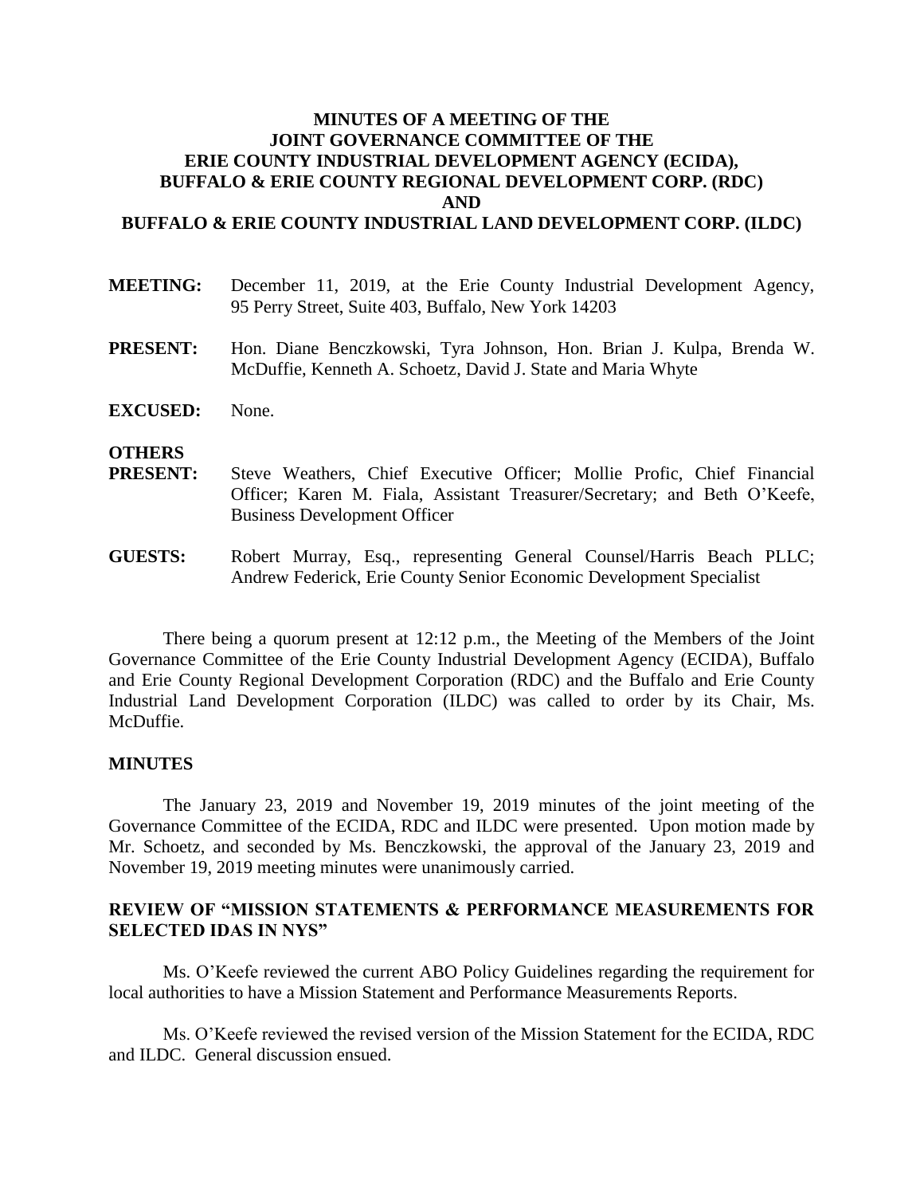# MINUTES OF A MEETING OF THE JOINT GOVERNANCE COMMITTEE OF THE ERIE COUNTY INDUSTRIAL DEVELOPMENT AGENCY (ECIDA), BUFFALO & ERIE COUNTY REGIONAL DEVELOPMENT CORP. (RDC) AND BUFFALO & ERIE COUNTY INDUSTRIAL LAND DEVELOPMENT CORP. (ILDC)

**MEETING:** December 11, 2019, at the Erie County Industrial Development Agency, 95 Perry Street, Suite 403, Buffalo, New York 14203

**PRESENT:** Hon. Diane Benczkowski, Tyra Johnson, Hon. Brian J. Kulpa, Brenda W. McDuffie, Kenneth A. Schoetz, David J. State and Maria Whyte

**EXCUSED:** None.

**OTHERS PRESENT:** Steve Weathers, Chief Executive Officer; Mollie Profic, Chief Financial Officer; Karen M. Fiala, Assistant Treasurer/Secretary; and Beth O'Keefe, Business Development Officer

**GUESTS:** Robert Murray, Esq., representing General Counsel/Harris Beach PLLC; Andrew Federick, Erie County Senior Economic Development Specialist

There being a quorum present at 12:12 p.m., the Meeting of the Members of the Joint Governance Committee of the Erie County Industrial Development Agency (ECIDA), Buffalo and Erie County Regional Development Corporation (RDC) and the Buffalo and Erie County Industrial Land Development Corporation (ILDC) was called to order by its Chair, Ms. McDuffie.

## MINUTES

The January 23, 2019 and November 19, 2019 minutes of the joint meeting of the Governance Committee of the ECIDA, RDC and ILDC were presented. Upon motion made by Mr. Schoetz, and seconded by Ms. Benczkowski, the approval of the January 23, 2019 and November 19, 2019 meeting minutes were unanimously carried.

## REVIEW OF "MISSION STATEMENTS & PERFORMANCE MEASUREMENTS FOR SELECTED IDAS IN NYS"

Ms. O'Keefe reviewed the current ABO Policy Guidelines regarding the requirement for local authorities to have a Mission Statement and Performance Measurements Reports.

Ms. O'Keefe reviewed the revised version of the Mission Statement for the ECIDA, RDC and ILDC. General discussion ensued.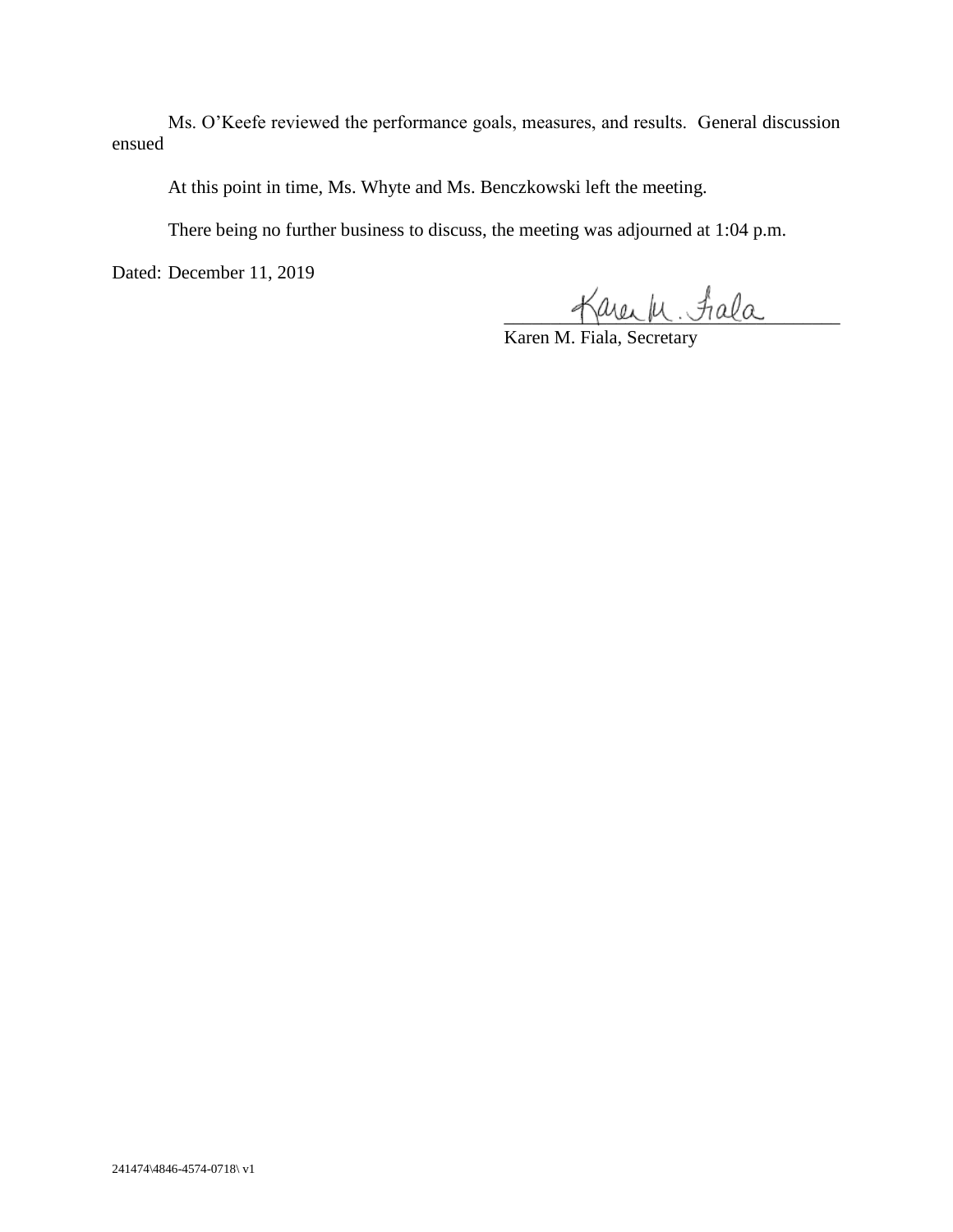Ms. O'Keefe reviewed the performance goals, measures, and results. General discussion ensued

At this point in time, Ms. Whyte and Ms. Benczkowski left the meeting.

There being no further business to discuss, the meeting was adjourned at 1:04 p.m.

Dated: December 11, 2019

Karen M. Fiala

Karen M. Fiala, Secretary

241474\4846-4574-0718\ v1